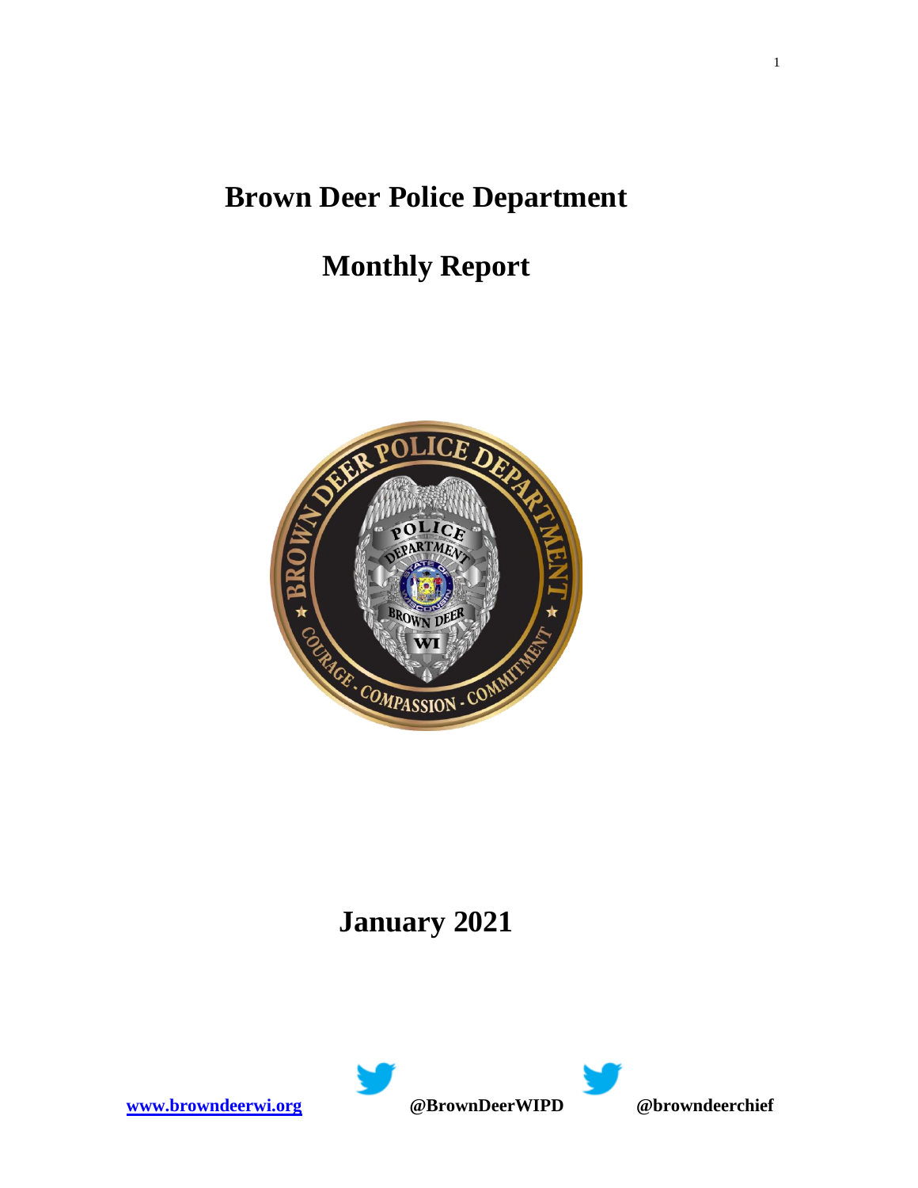# Brown Deer Police Department

# Monthly Report

# January 2021

[www.browndeerwi.org](http://www.browndeerwi.org) **@BrownDeerWIPD** **@browndeerchief**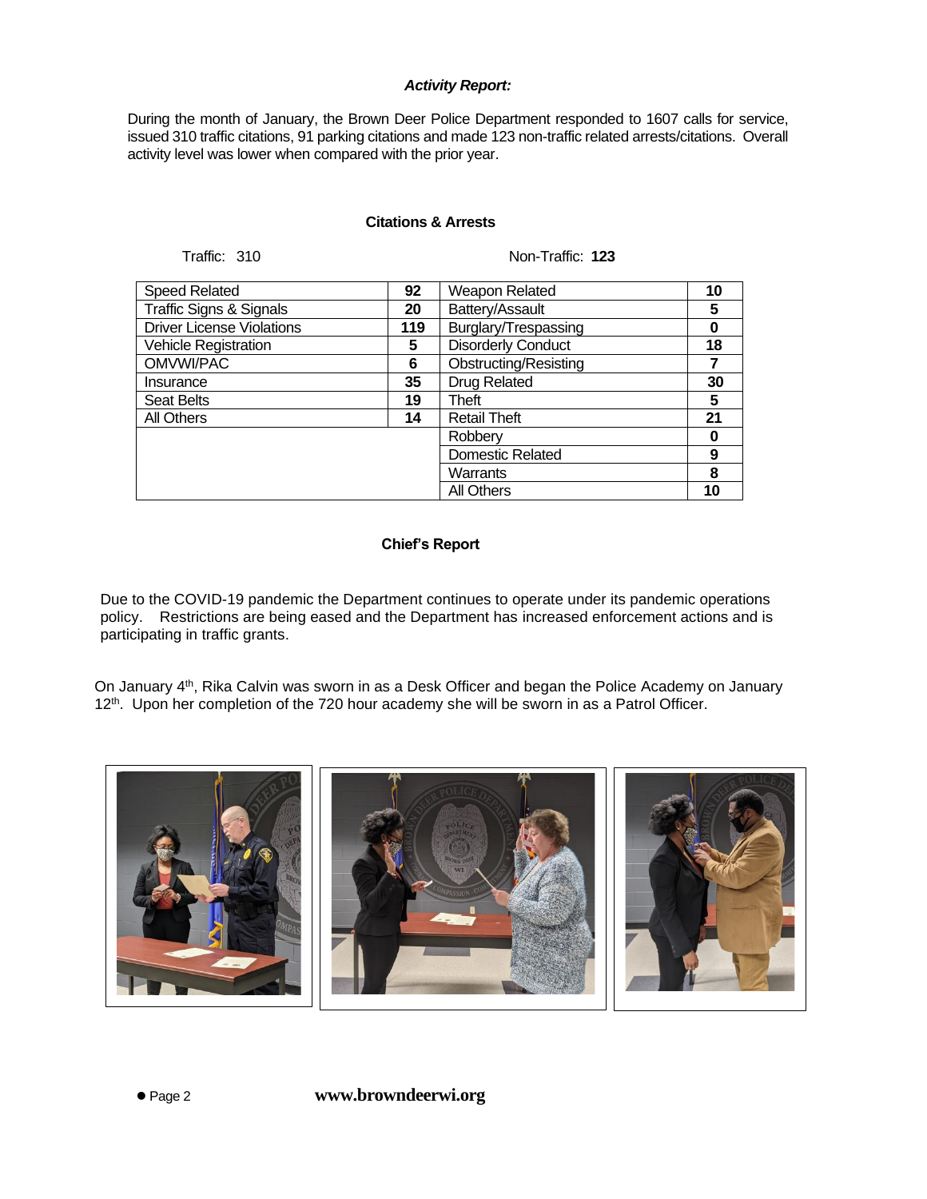### *Activity Report:*

During the month of January, the Brown Deer Police Department responded to 1607 calls for service, issued 310 traffic citations, 91 parking citations and made 123 non-traffic related arrests/citations. Overall activity level was lower when compared with the prior year.

**Citations & Arrests**

Traffic: 310 &nbsp;&nbsp;&nbsp;&nbsp;&nbsp;&nbsp;&nbsp;&nbsp; Non-Traffic: **123**

| Traffic | | Non-Traffic | |
|---|---|---|---|
| Speed Related | **92** | Weapon Related | **10** |
| Traffic Signs & Signals | **20** | Battery/Assault | **5** |
| Driver License Violations | **119** | Burglary/Trespassing | **0** |
| Vehicle Registration | **5** | Disorderly Conduct | **18** |
| OMVWI/PAC | **6** | Obstructing/Resisting | **7** |
| Insurance | **35** | Drug Related | **30** |
| Seat Belts | **19** | Theft | **5** |
| All Others | **14** | Retail Theft | **21** |
| | | Robbery | **0** |
| | | Domestic Related | **9** |
| | | Warrants | **8** |
| | | All Others | **10** |

**Chief's Report**

Due to the COVID-19 pandemic the Department continues to operate under its pandemic operations policy. Restrictions are being eased and the Department has increased enforcement actions and is participating in traffic grants.

On January 4th, Rika Calvin was sworn in as a Desk Officer and began the Police Academy on January 12th. Upon her completion of the 720 hour academy she will be sworn in as a Patrol Officer.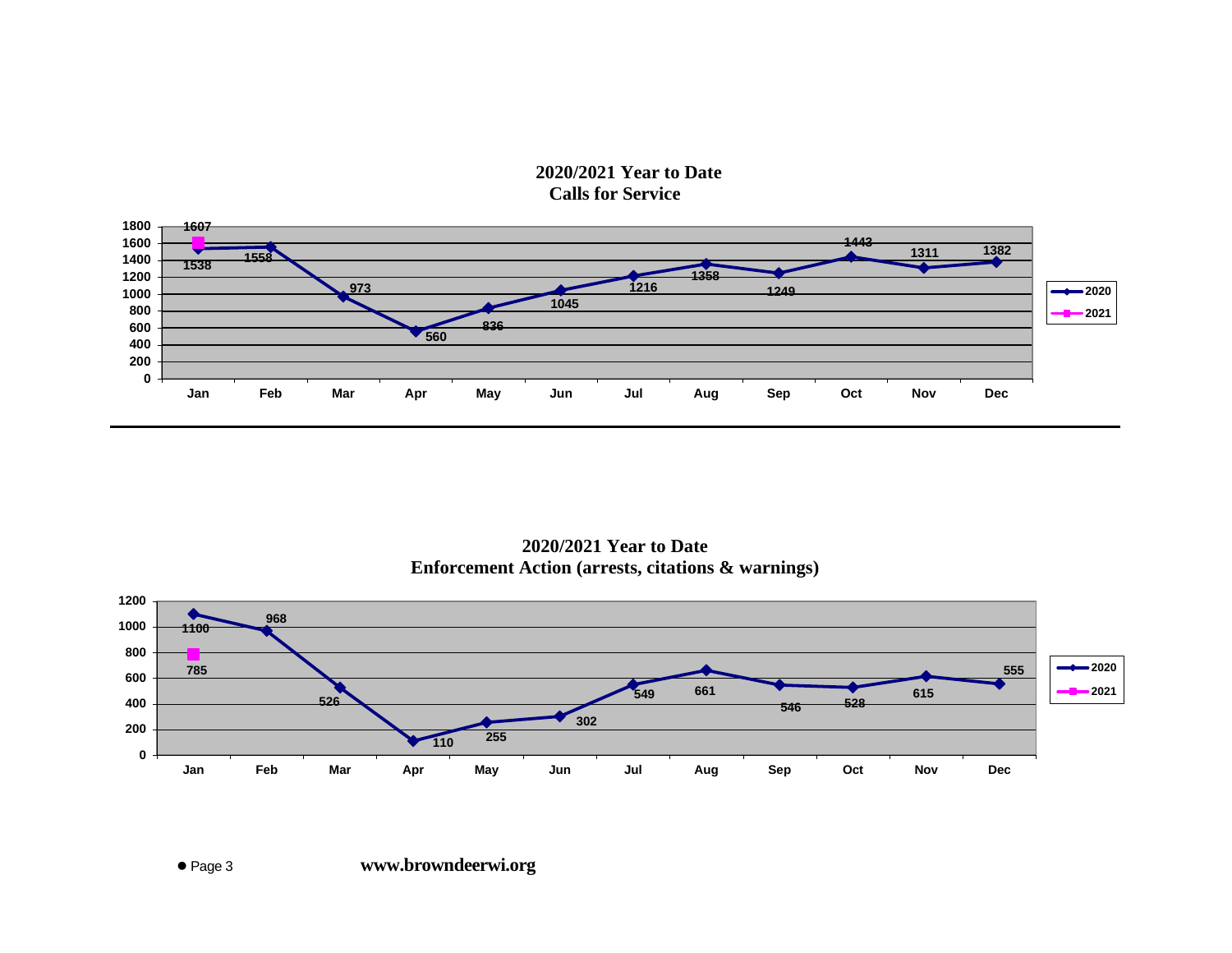## 2020/2021 Year to Date Calls for Service

| Month | 2020 | 2021 |
|---|---|---|
| Jan | 1538 | 1607 |
| Feb | 1558 | |
| Mar | 973 | |
| Apr | 560 | |
| May | 836 | |
| Jun | 1045 | |
| Jul | 1216 | |
| Aug | 1358 | |
| Sep | 1249 | |
| Oct | 1443 | |
| Nov | 1311 | |
| Dec | 1382 | |

## 2020/2021 Year to Date Enforcement Action (arrests, citations & warnings)

| Month | 2020 | 2021 |
|---|---|---|
| Jan | 1100 | 785 |
| Feb | 968 | |
| Mar | 526 | |
| Apr | 110 | |
| May | 255 | |
| Jun | 302 | |
| Jul | 549 | |
| Aug | 661 | |
| Sep | 546 | |
| Oct | 528 | |
| Nov | 615 | |
| Dec | 555 | |

**www.browndeerwi.org**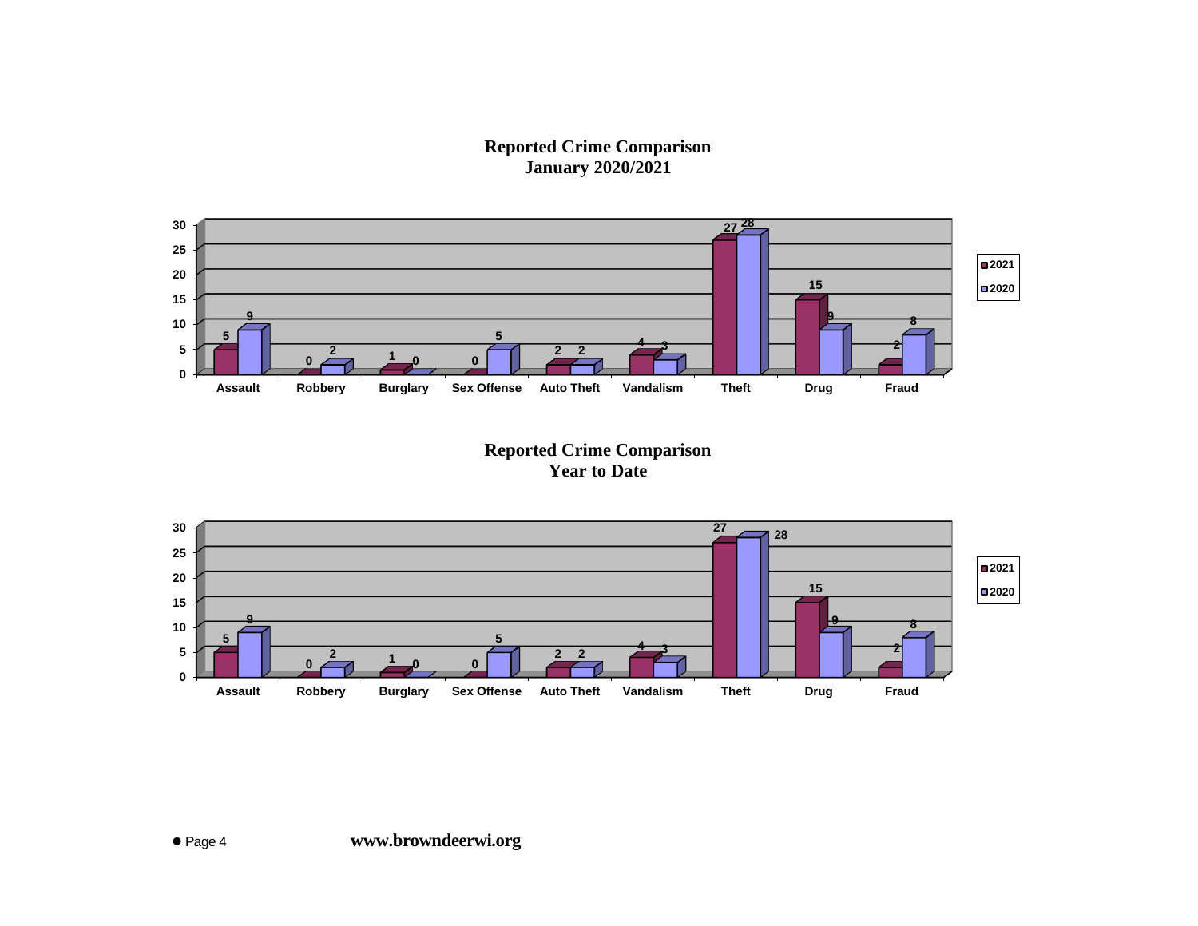## Reported Crime Comparison
## January 2020/2021

| Crime | 2021 | 2020 |
|---|---|---|
| Assault | 5 | 9 |
| Robbery | 0 | 2 |
| Burglary | 1 | 0 |
| Sex Offense | 0 | 5 |
| Auto Theft | 2 | 2 |
| Vandalism | 4 | 3 |
| Theft | 27 | 28 |
| Drug | 15 | 9 |
| Fraud | 2 | 8 |

## Reported Crime Comparison
## Year to Date

| Crime | 2021 | 2020 |
|---|---|---|
| Assault | 5 | 9 |
| Robbery | 0 | 2 |
| Burglary | 1 | 0 |
| Sex Offense | 0 | 5 |
| Auto Theft | 2 | 2 |
| Vandalism | 4 | 3 |
| Theft | 27 | 28 |
| Drug | 15 | 9 |
| Fraud | 2 | 8 |

**www.browndeerwi.org**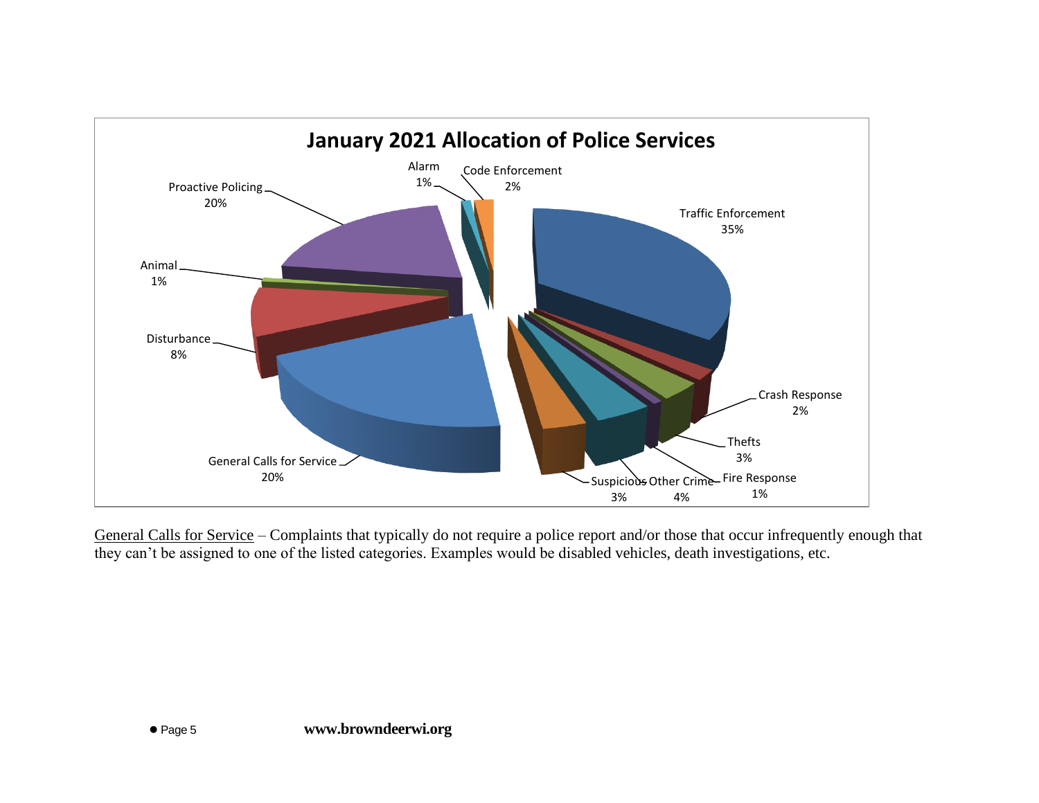## January 2021 Allocation of Police Services

| Category | Percentage |
| --- | --- |
| Traffic Enforcement | 35% |
| Crash Response | 2% |
| Thefts | 3% |
| Fire Response | 1% |
| Other Crime | 4% |
| Suspicious | 3% |
| General Calls for Service | 20% |
| Disturbance | 8% |
| Animal | 1% |
| Proactive Policing | 20% |
| Alarm | 1% |
| Code Enforcement | 2% |

General Calls for Service – Complaints that typically do not require a police report and/or those that occur infrequently enough that they can't be assigned to one of the listed categories. Examples would be disabled vehicles, death investigations, etc.

**www.browndeerwi.org**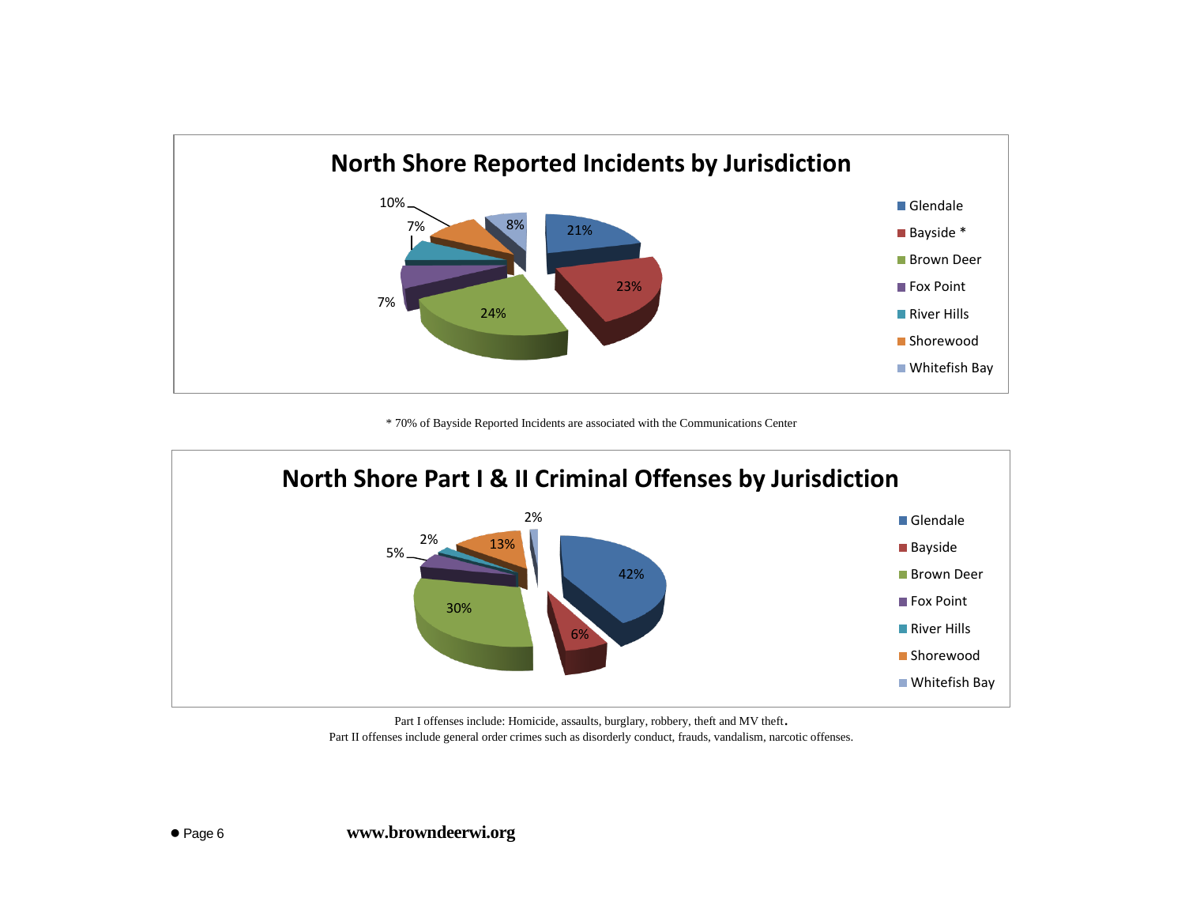## North Shore Reported Incidents by Jurisdiction

| Jurisdiction | Percent |
|---|---|
| Glendale | 21% |
| Bayside * | 23% |
| Brown Deer | 24% |
| Fox Point | 7% |
| River Hills | 7% |
| Shorewood | 10% |
| Whitefish Bay | 8% |

\* 70% of Bayside Reported Incidents are associated with the Communications Center

## North Shore Part I & II Criminal Offenses by Jurisdiction

| Jurisdiction | Percent |
|---|---|
| Glendale | 42% |
| Bayside | 6% |
| Brown Deer | 30% |
| Fox Point | 5% |
| River Hills | 2% |
| Shorewood | 13% |
| Whitefish Bay | 2% |

Part I offenses include: Homicide, assaults, burglary, robbery, theft and MV theft.
Part II offenses include general order crimes such as disorderly conduct, frauds, vandalism, narcotic offenses.

**www.browndeerwi.org**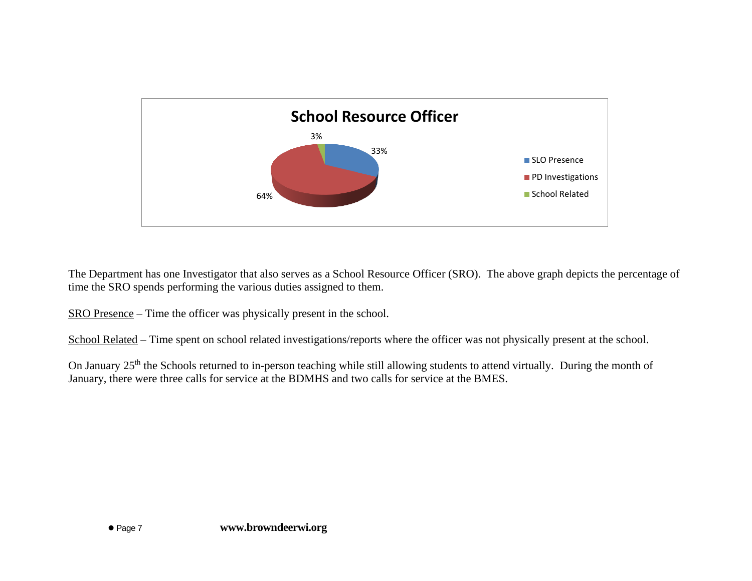School Resource Officer

3%

33%

64%

SLO Presence

PD Investigations

School Related

The Department has one Investigator that also serves as a School Resource Officer (SRO). The above graph depicts the percentage of time the SRO spends performing the various duties assigned to them.

SRO Presence – Time the officer was physically present in the school.

School Related – Time spent on school related investigations/reports where the officer was not physically present at the school.

On January 25th the Schools returned to in-person teaching while still allowing students to attend virtually. During the month of January, there were three calls for service at the BDMHS and two calls for service at the BMES.